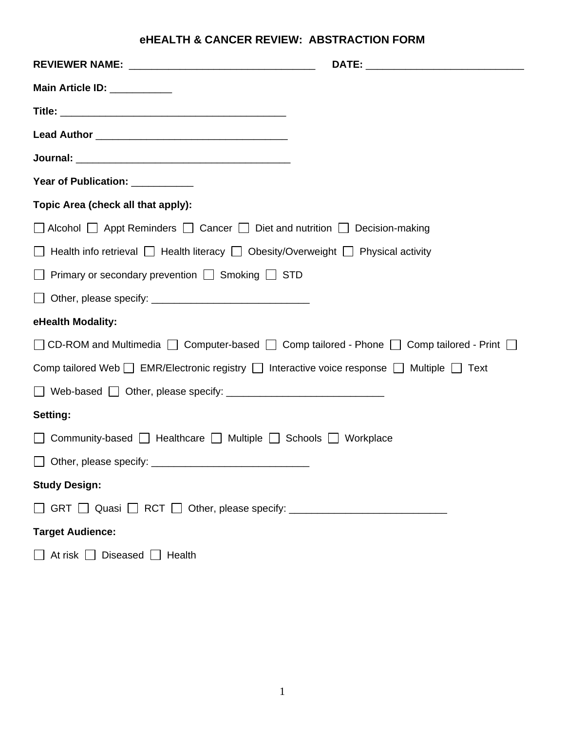# eHEALTH & CANCER REVIEW: ABSTRACTION FORM

**REVIEWER NAME:** ________________________________ **DATE:** ___________________________

**Main Article ID:** ___________

**Title:** ________________________________________

**Lead Author** __________________________________

**Journal:** ______________________________________

**Year of Publication:** ___________

**Topic Area (check all that apply):**

☐ Alcohol ☐ Appt Reminders ☐ Cancer ☐ Diet and nutrition ☐ Decision-making

☐ Health info retrieval ☐ Health literacy ☐ Obesity/Overweight ☐ Physical activity

☐ Primary or secondary prevention ☐ Smoking ☐ STD

☐ Other, please specify: ____________________________

**eHealth Modality:**

☐ CD-ROM and Multimedia ☐ Computer-based ☐ Comp tailored - Phone ☐ Comp tailored - Print ☐ Comp tailored Web ☐ EMR/Electronic registry ☐ Interactive voice response ☐ Multiple ☐ Text

☐ Web-based ☐ Other, please specify: ____________________________

**Setting:**

☐ Community-based ☐ Healthcare ☐ Multiple ☐ Schools ☐ Workplace

☐ Other, please specify: ____________________________

**Study Design:**

☐ GRT ☐ Quasi ☐ RCT ☐ Other, please specify: ____________________________

**Target Audience:**

☐ At risk ☐ Diseased ☐ Health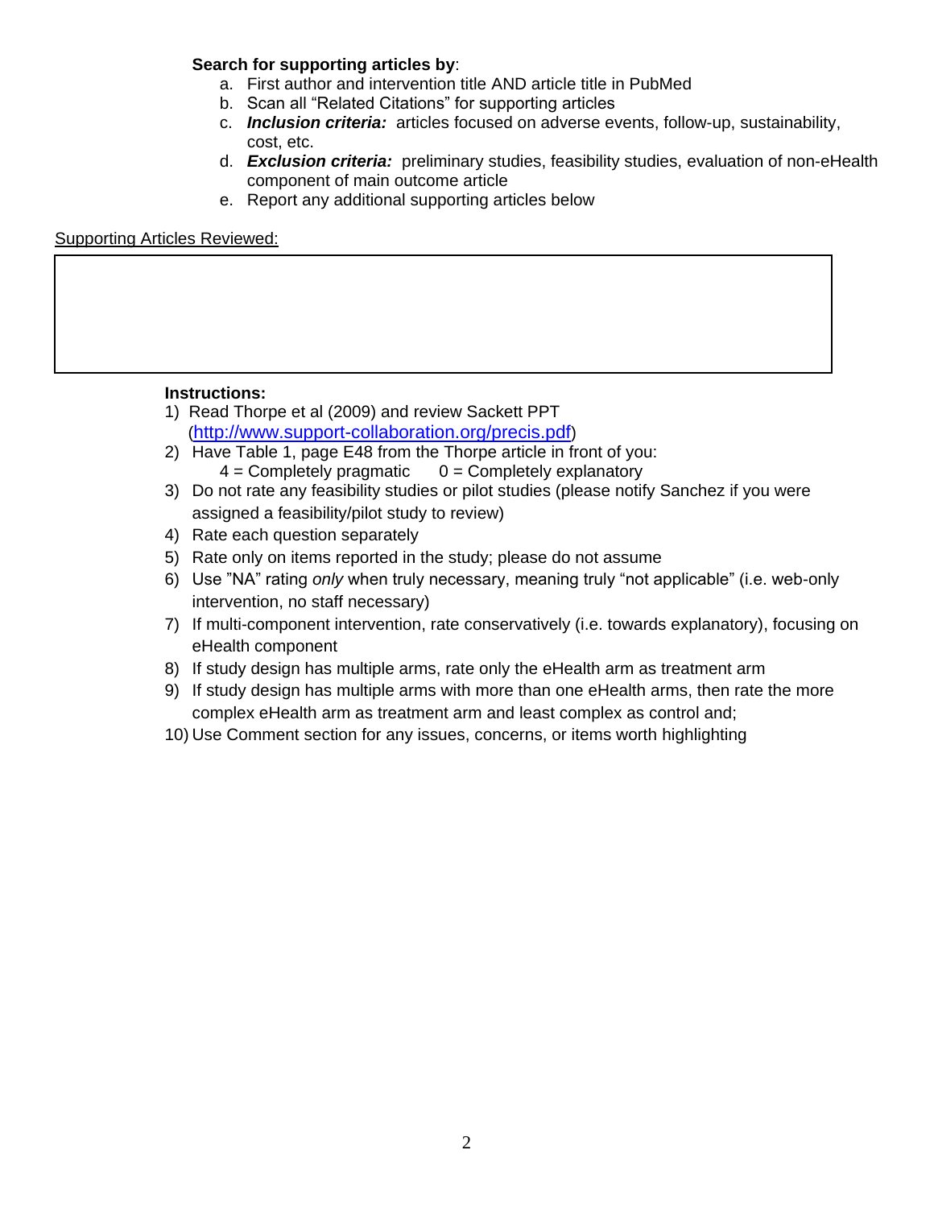**Search for supporting articles by**:

a. First author and intervention title AND article title in PubMed
b. Scan all "Related Citations" for supporting articles
c. ***Inclusion criteria:*** articles focused on adverse events, follow-up, sustainability, cost, etc.
d. ***Exclusion criteria:*** preliminary studies, feasibility studies, evaluation of non-eHealth component of main outcome article
e. Report any additional supporting articles below

<u>Supporting Articles Reviewed:</u>

| |
|---|
| |

**Instructions:**

1) Read Thorpe et al (2009) and review Sackett PPT (http://www.support-collaboration.org/precis.pdf)
2) Have Table 1, page E48 from the Thorpe article in front of you:
   4 = Completely pragmatic      0 = Completely explanatory
3) Do not rate any feasibility studies or pilot studies (please notify Sanchez if you were assigned a feasibility/pilot study to review)
4) Rate each question separately
5) Rate only on items reported in the study; please do not assume
6) Use "NA" rating *only* when truly necessary, meaning truly "not applicable" (i.e. web-only intervention, no staff necessary)
7) If multi-component intervention, rate conservatively (i.e. towards explanatory), focusing on eHealth component
8) If study design has multiple arms, rate only the eHealth arm as treatment arm
9) If study design has multiple arms with more than one eHealth arms, then rate the more complex eHealth arm as treatment arm and least complex as control and;
10) Use Comment section for any issues, concerns, or items worth highlighting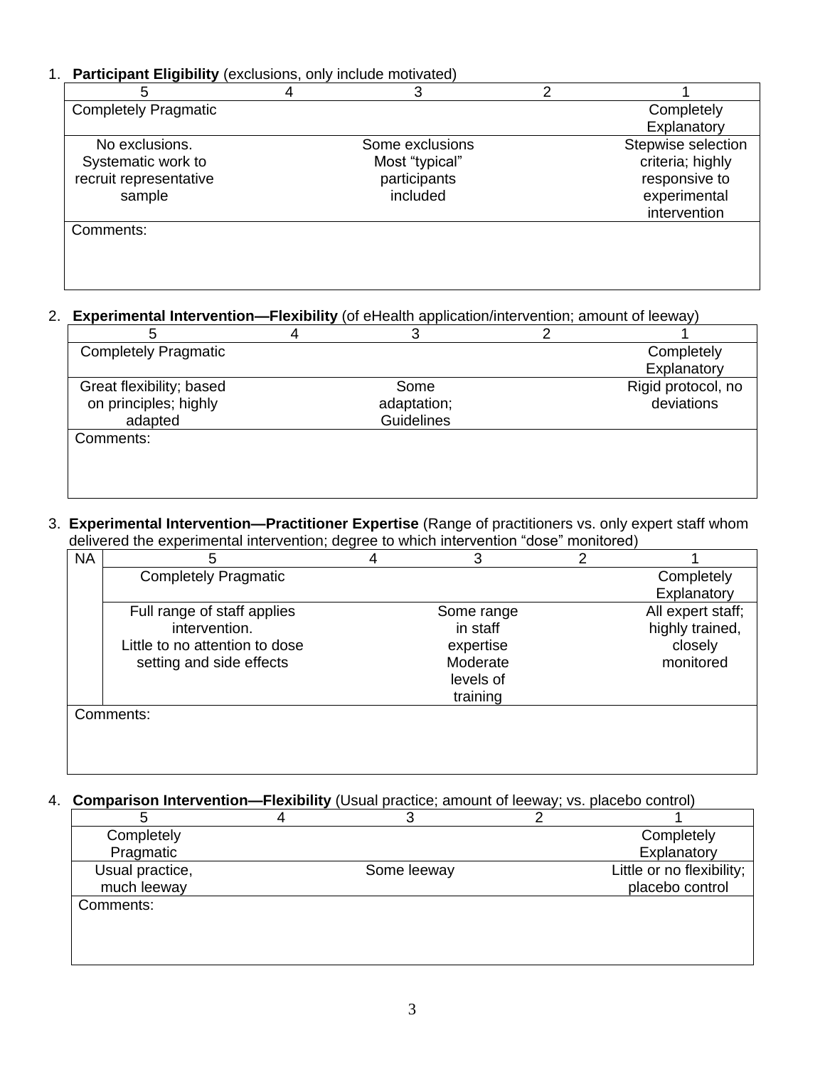1. **Participant Eligibility** (exclusions, only include motivated)

| 5 | 4 | 3 | 2 | 1 |
|---|---|---|---|---|
| Completely Pragmatic | | | | Completely Explanatory |
| No exclusions. Systematic work to recruit representative sample | | Some exclusions Most “typical” participants included | | Stepwise selection criteria; highly responsive to experimental intervention |
| Comments: | | | | |

2. **Experimental Intervention—Flexibility** (of eHealth application/intervention; amount of leeway)

| 5 | 4 | 3 | 2 | 1 |
|---|---|---|---|---|
| Completely Pragmatic | | | | Completely Explanatory |
| Great flexibility; based on principles; highly adapted | | Some adaptation; Guidelines | | Rigid protocol, no deviations |
| Comments: | | | | |

3. **Experimental Intervention—Practitioner Expertise** (Range of practitioners vs. only expert staff whom delivered the experimental intervention; degree to which intervention “dose” monitored)

| NA | 5 | 4 | 3 | 2 | 1 |
|---|---|---|---|---|---|
| | Completely Pragmatic | | | | Completely Explanatory |
| | Full range of staff applies intervention. Little to no attention to dose setting and side effects | | Some range in staff expertise Moderate levels of training | | All expert staff; highly trained, closely monitored |
| Comments: | | | | | |

4. **Comparison Intervention—Flexibility** (Usual practice; amount of leeway; vs. placebo control)

| 5 | 4 | 3 | 2 | 1 |
|---|---|---|---|---|
| Completely Pragmatic | | | | Completely Explanatory |
| Usual practice, much leeway | | Some leeway | | Little or no flexibility; placebo control |
| Comments: | | | | |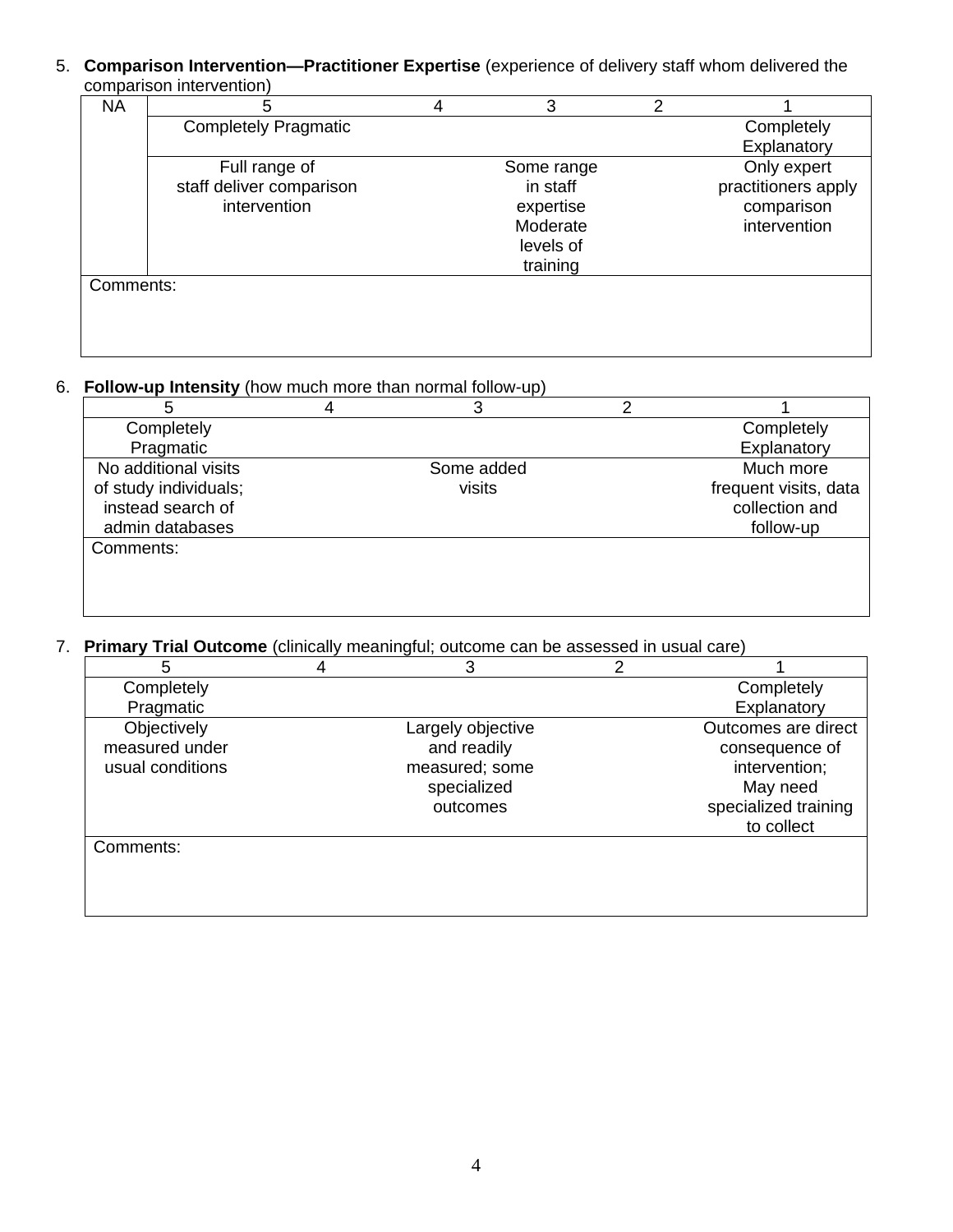5. **Comparison Intervention—Practitioner Expertise** (experience of delivery staff whom delivered the comparison intervention)

| NA | 5 | 4 | 3 | 2 | 1 |
|---|---|---|---|---|---|
| | Completely Pragmatic | | | | Completely Explanatory |
| | Full range of staff deliver comparison intervention | | Some range in staff expertise Moderate levels of training | | Only expert practitioners apply comparison intervention |
| Comments: | | | | | |

6. **Follow-up Intensity** (how much more than normal follow-up)

| 5 | 4 | 3 | 2 | 1 |
|---|---|---|---|---|
| Completely Pragmatic | | | | Completely Explanatory |
| No additional visits of study individuals; instead search of admin databases | | Some added visits | | Much more frequent visits, data collection and follow-up |
| Comments: | | | | |

7. **Primary Trial Outcome** (clinically meaningful; outcome can be assessed in usual care)

| 5 | 4 | 3 | 2 | 1 |
|---|---|---|---|---|
| Completely Pragmatic | | | | Completely Explanatory |
| Objectively measured under usual conditions | | Largely objective and readily measured; some specialized outcomes | | Outcomes are direct consequence of intervention; May need specialized training to collect |
| Comments: | | | | |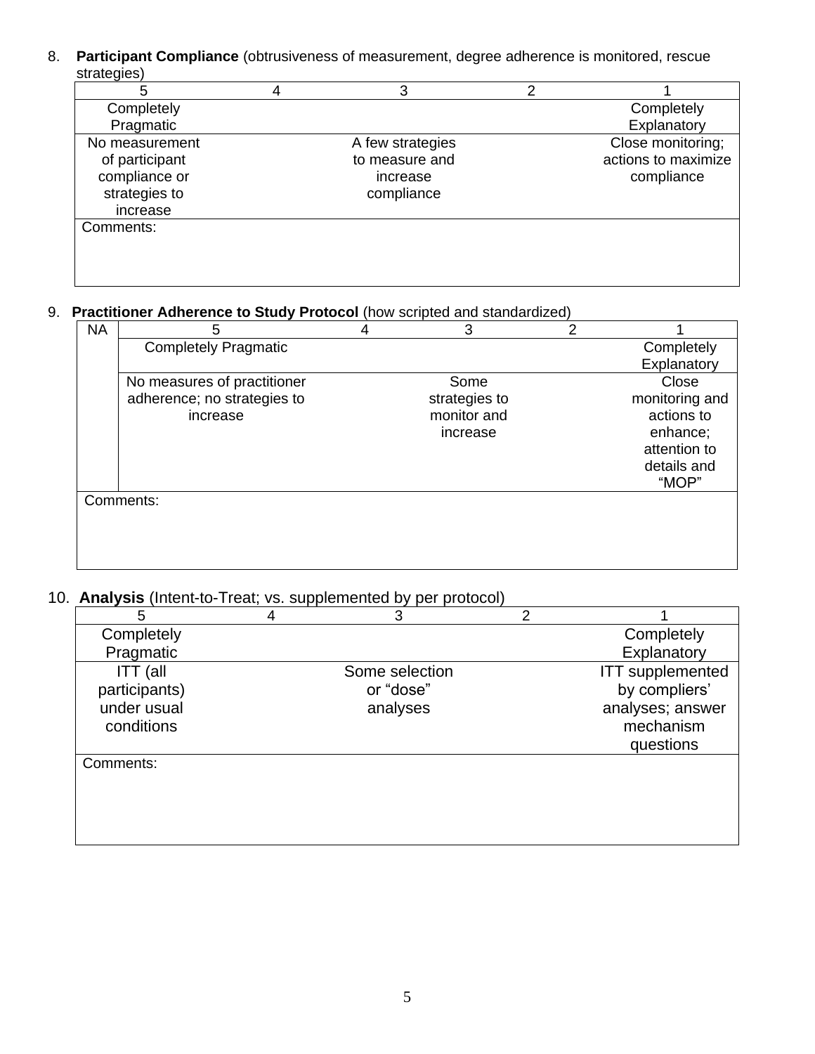8. **Participant Compliance** (obtrusiveness of measurement, degree adherence is monitored, rescue strategies)

| 5 | 4 | 3 | 2 | 1 |
|---|---|---|---|---|
| Completely Pragmatic | | | | Completely Explanatory |
| No measurement of participant compliance or strategies to increase | | A few strategies to measure and increase compliance | | Close monitoring; actions to maximize compliance |
| Comments: | | | | |

9. **Practitioner Adherence to Study Protocol** (how scripted and standardized)

| NA | 5 | 4 | 3 | 2 | 1 |
|---|---|---|---|---|---|
| | Completely Pragmatic | | | | Completely Explanatory |
| | No measures of practitioner adherence; no strategies to increase | | Some strategies to monitor and increase | | Close monitoring and actions to enhance; attention to details and “MOP” |
| Comments: | | | | | |

10. **Analysis** (Intent-to-Treat; vs. supplemented by per protocol)

| 5 | 4 | 3 | 2 | 1 |
|---|---|---|---|---|
| Completely Pragmatic | | | | Completely Explanatory |
| ITT (all participants) under usual conditions | | Some selection or “dose” analyses | | ITT supplemented by compliers’ analyses; answer mechanism questions |
| Comments: | | | | |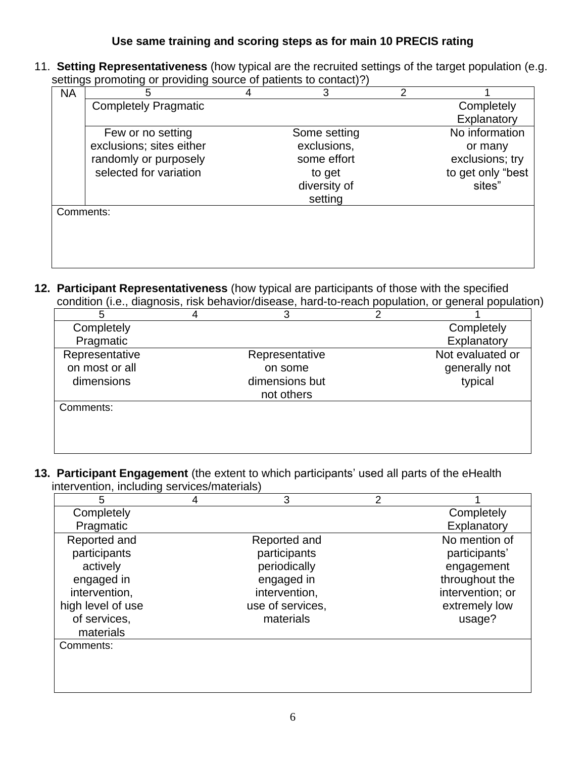**Use same training and scoring steps as for main 10 PRECIS rating**

11. **Setting Representativeness** (how typical are the recruited settings of the target population (e.g. settings promoting or providing source of patients to contact)?)

| NA | 5 | 4 | 3 | 2 | 1 |
|---|---|---|---|---|---|
| | Completely Pragmatic | | | | Completely Explanatory |
| | Few or no setting exclusions; sites either randomly or purposely selected for variation | | Some setting exclusions, some effort to get diversity of setting | | No information or many exclusions; try to get only "best sites" |
| Comments: | | | | | |

12. **Participant Representativeness** (how typical are participants of those with the specified condition (i.e., diagnosis, risk behavior/disease, hard-to-reach population, or general population)

| 5 | 4 | 3 | 2 | 1 |
|---|---|---|---|---|
| Completely Pragmatic | | | | Completely Explanatory |
| Representative on most or all dimensions | | Representative on some dimensions but not others | | Not evaluated or generally not typical |
| Comments: | | | | |

13. **Participant Engagement** (the extent to which participants' used all parts of the eHealth intervention, including services/materials)

| 5 | 4 | 3 | 2 | 1 |
|---|---|---|---|---|
| Completely Pragmatic | | | | Completely Explanatory |
| Reported and participants actively engaged in intervention, high level of use of services, materials | | Reported and participants periodically engaged in intervention, use of services, materials | | No mention of participants' engagement throughout the intervention; or extremely low usage? |
| Comments: | | | | |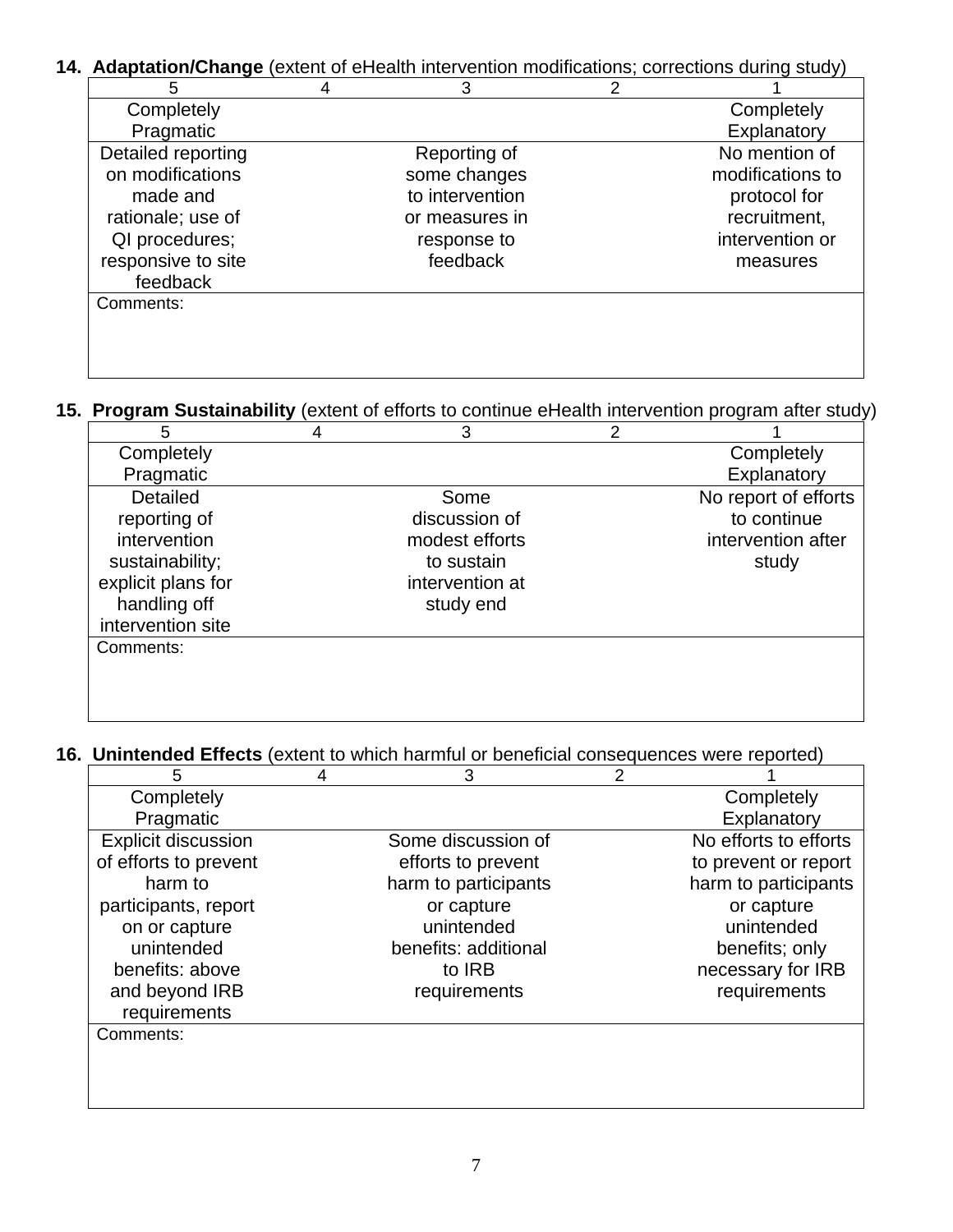**14. Adaptation/Change** (extent of eHealth intervention modifications; corrections during study)

| 5 | 4 | 3 | 2 | 1 |
|---|---|---|---|---|
| Completely Pragmatic | | | | Completely Explanatory |
| Detailed reporting on modifications made and rationale; use of QI procedures; responsive to site feedback | | Reporting of some changes to intervention or measures in response to feedback | | No mention of modifications to protocol for recruitment, intervention or measures |
| Comments: | | | | |

**15. Program Sustainability** (extent of efforts to continue eHealth intervention program after study)

| 5 | 4 | 3 | 2 | 1 |
|---|---|---|---|---|
| Completely Pragmatic | | | | Completely Explanatory |
| Detailed reporting of intervention sustainability; explicit plans for handling off intervention site | | Some discussion of modest efforts to sustain intervention at study end | | No report of efforts to continue intervention after study |
| Comments: | | | | |

**16. Unintended Effects** (extent to which harmful or beneficial consequences were reported)

| 5 | 4 | 3 | 2 | 1 |
|---|---|---|---|---|
| Completely Pragmatic | | | | Completely Explanatory |
| Explicit discussion of efforts to prevent harm to participants, report on or capture unintended benefits: above and beyond IRB requirements | | Some discussion of efforts to prevent harm to participants or capture unintended benefits: additional to IRB requirements | | No efforts to efforts to prevent or report harm to participants or capture unintended benefits; only necessary for IRB requirements |
| Comments: | | | | |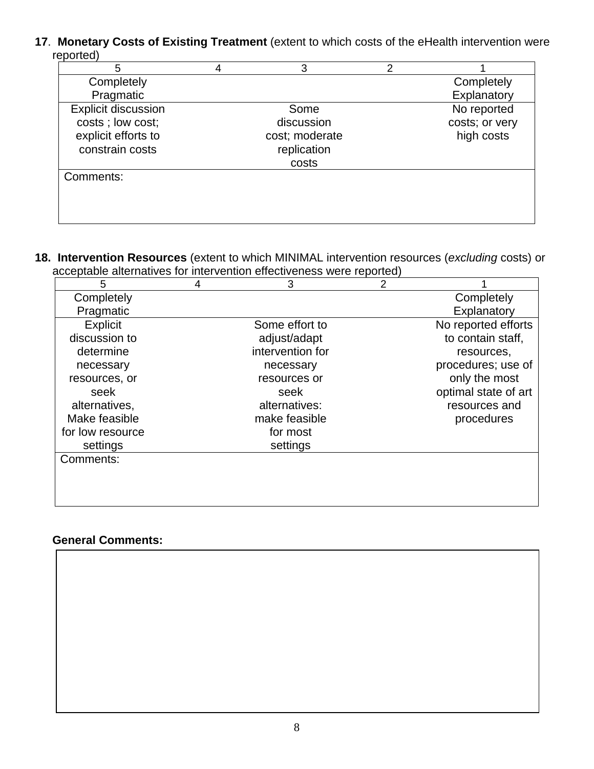**17**. **Monetary Costs of Existing Treatment** (extent to which costs of the eHealth intervention were reported)

| 5 | 4 | 3 | 2 | 1 |
|---|---|---|---|---|
| Completely Pragmatic | | | | Completely Explanatory |
| Explicit discussion costs ; low cost; explicit efforts to constrain costs | | Some discussion cost; moderate replication costs | | No reported costs; or very high costs |
| Comments: | | | | |

**18. Intervention Resources** (extent to which MINIMAL intervention resources (*excluding* costs) or acceptable alternatives for intervention effectiveness were reported)

| 5 | 4 | 3 | 2 | 1 |
|---|---|---|---|---|
| Completely Pragmatic | | | | Completely Explanatory |
| Explicit discussion to determine necessary resources, or seek alternatives, Make feasible for low resource settings | | Some effort to adjust/adapt intervention for necessary resources or seek alternatives: make feasible for most settings | | No reported efforts to contain staff, resources, procedures; use of only the most optimal state of art resources and procedures |
| Comments: | | | | |

**General Comments:**